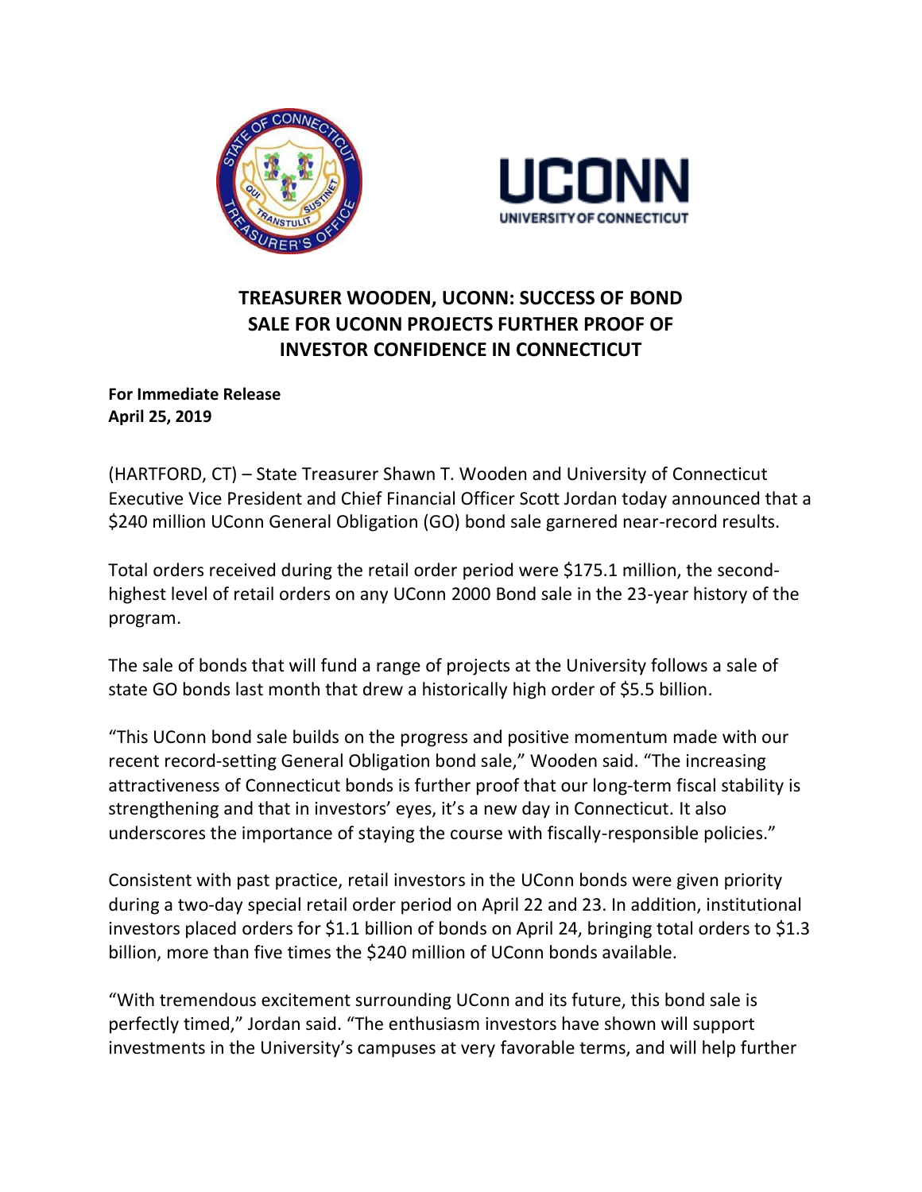# TREASURER WOODEN, UCONN: SUCCESS OF BOND SALE FOR UCONN PROJECTS FURTHER PROOF OF INVESTOR CONFIDENCE IN CONNECTICUT

**For Immediate Release**
**April 25, 2019**

(HARTFORD, CT) – State Treasurer Shawn T. Wooden and University of Connecticut Executive Vice President and Chief Financial Officer Scott Jordan today announced that a $240 million UConn General Obligation (GO) bond sale garnered near-record results.

Total orders received during the retail order period were $175.1 million, the second-highest level of retail orders on any UConn 2000 Bond sale in the 23-year history of the program.

The sale of bonds that will fund a range of projects at the University follows a sale of state GO bonds last month that drew a historically high order of $5.5 billion.

"This UConn bond sale builds on the progress and positive momentum made with our recent record-setting General Obligation bond sale," Wooden said. "The increasing attractiveness of Connecticut bonds is further proof that our long-term fiscal stability is strengthening and that in investors' eyes, it's a new day in Connecticut. It also underscores the importance of staying the course with fiscally-responsible policies."

Consistent with past practice, retail investors in the UConn bonds were given priority during a two-day special retail order period on April 22 and 23. In addition, institutional investors placed orders for $1.1 billion of bonds on April 24, bringing total orders to $1.3 billion, more than five times the $240 million of UConn bonds available.

"With tremendous excitement surrounding UConn and its future, this bond sale is perfectly timed," Jordan said. "The enthusiasm investors have shown will support investments in the University's campuses at very favorable terms, and will help further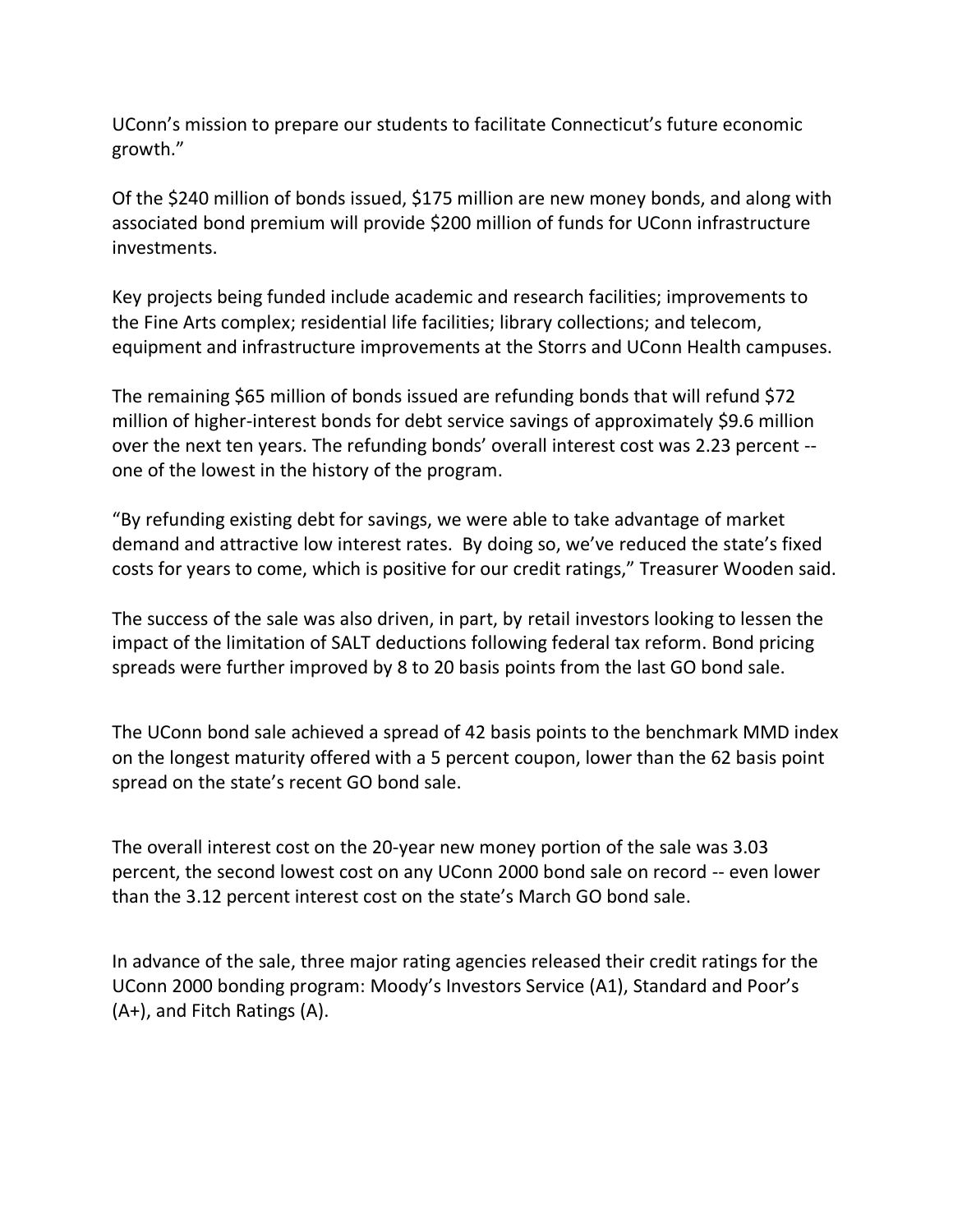UConn's mission to prepare our students to facilitate Connecticut's future economic growth."

Of the $240 million of bonds issued, $175 million are new money bonds, and along with associated bond premium will provide $200 million of funds for UConn infrastructure investments.

Key projects being funded include academic and research facilities; improvements to the Fine Arts complex; residential life facilities; library collections; and telecom, equipment and infrastructure improvements at the Storrs and UConn Health campuses.

The remaining $65 million of bonds issued are refunding bonds that will refund $72 million of higher-interest bonds for debt service savings of approximately $9.6 million over the next ten years. The refunding bonds' overall interest cost was 2.23 percent -- one of the lowest in the history of the program.

"By refunding existing debt for savings, we were able to take advantage of market demand and attractive low interest rates. By doing so, we've reduced the state's fixed costs for years to come, which is positive for our credit ratings," Treasurer Wooden said.

The success of the sale was also driven, in part, by retail investors looking to lessen the impact of the limitation of SALT deductions following federal tax reform. Bond pricing spreads were further improved by 8 to 20 basis points from the last GO bond sale.

The UConn bond sale achieved a spread of 42 basis points to the benchmark MMD index on the longest maturity offered with a 5 percent coupon, lower than the 62 basis point spread on the state's recent GO bond sale.

The overall interest cost on the 20-year new money portion of the sale was 3.03 percent, the second lowest cost on any UConn 2000 bond sale on record -- even lower than the 3.12 percent interest cost on the state's March GO bond sale.

In advance of the sale, three major rating agencies released their credit ratings for the UConn 2000 bonding program: Moody's Investors Service (A1), Standard and Poor's (A+), and Fitch Ratings (A).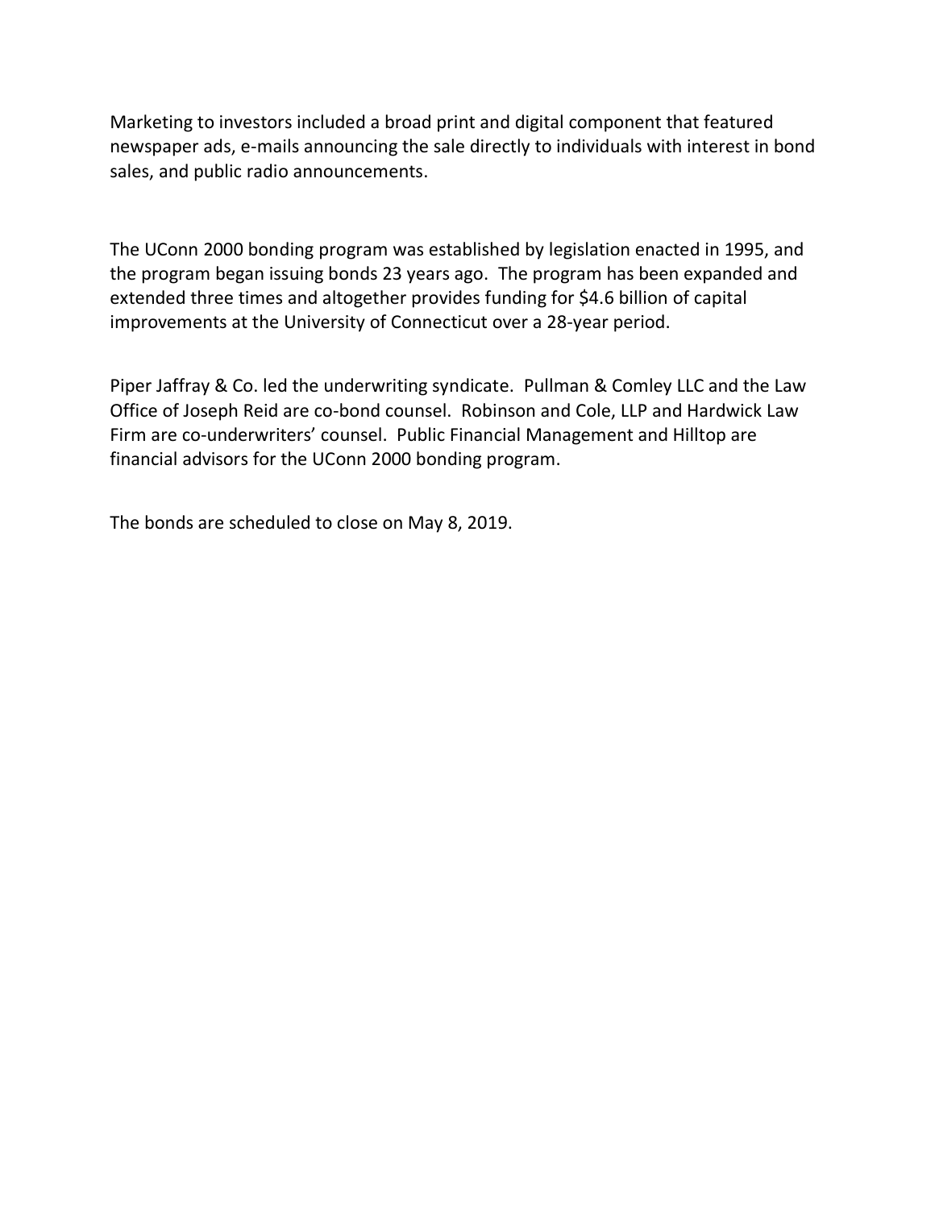Marketing to investors included a broad print and digital component that featured newspaper ads, e-mails announcing the sale directly to individuals with interest in bond sales, and public radio announcements.

The UConn 2000 bonding program was established by legislation enacted in 1995, and the program began issuing bonds 23 years ago. The program has been expanded and extended three times and altogether provides funding for $4.6 billion of capital improvements at the University of Connecticut over a 28-year period.

Piper Jaffray & Co. led the underwriting syndicate. Pullman & Comley LLC and the Law Office of Joseph Reid are co-bond counsel. Robinson and Cole, LLP and Hardwick Law Firm are co-underwriters' counsel. Public Financial Management and Hilltop are financial advisors for the UConn 2000 bonding program.

The bonds are scheduled to close on May 8, 2019.